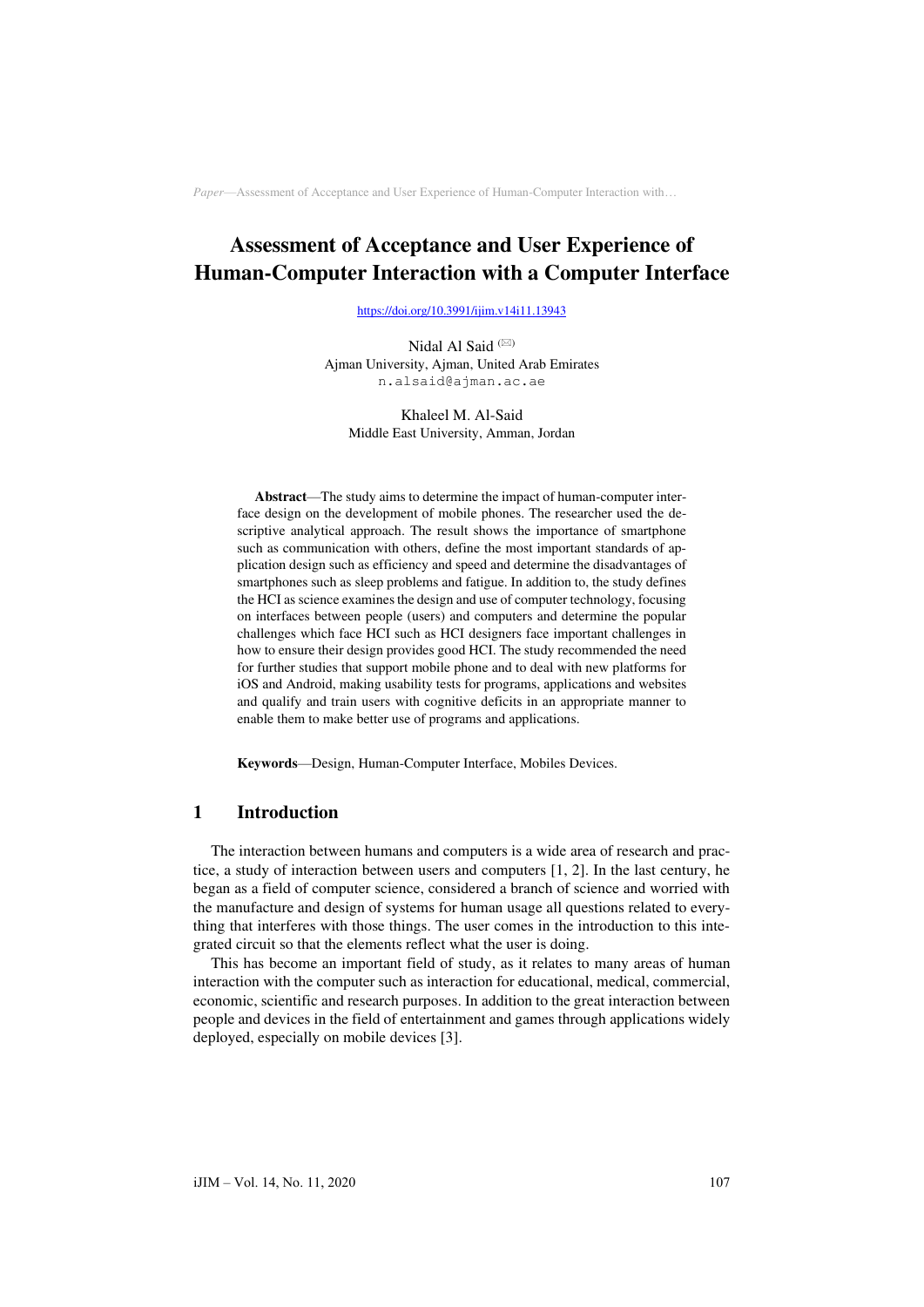# Assessment of Acceptance and User Experience of Human-Computer Interaction with a Computer Interface

https://doi.org/10.3991/ijim.v14i11.13943

Nidal Al Said (✉)
Ajman University, Ajman, United Arab Emirates
n.alsaid@ajman.ac.ae

Khaleel M. Al-Said
Middle East University, Amman, Jordan

**Abstract**—The study aims to determine the impact of human-computer interface design on the development of mobile phones. The researcher used the descriptive analytical approach. The result shows the importance of smartphone such as communication with others, define the most important standards of application design such as efficiency and speed and determine the disadvantages of smartphones such as sleep problems and fatigue. In addition to, the study defines the HCI as science examines the design and use of computer technology, focusing on interfaces between people (users) and computers and determine the popular challenges which face HCI such as HCI designers face important challenges in how to ensure their design provides good HCI. The study recommended the need for further studies that support mobile phone and to deal with new platforms for iOS and Android, making usability tests for programs, applications and websites and qualify and train users with cognitive deficits in an appropriate manner to enable them to make better use of programs and applications.

**Keywords**—Design, Human-Computer Interface, Mobiles Devices.

## 1 Introduction

The interaction between humans and computers is a wide area of research and practice, a study of interaction between users and computers [1, 2]. In the last century, he began as a field of computer science, considered a branch of science and worried with the manufacture and design of systems for human usage all questions related to everything that interferes with those things. The user comes in the introduction to this integrated circuit so that the elements reflect what the user is doing.

This has become an important field of study, as it relates to many areas of human interaction with the computer such as interaction for educational, medical, commercial, economic, scientific and research purposes. In addition to the great interaction between people and devices in the field of entertainment and games through applications widely deployed, especially on mobile devices [3].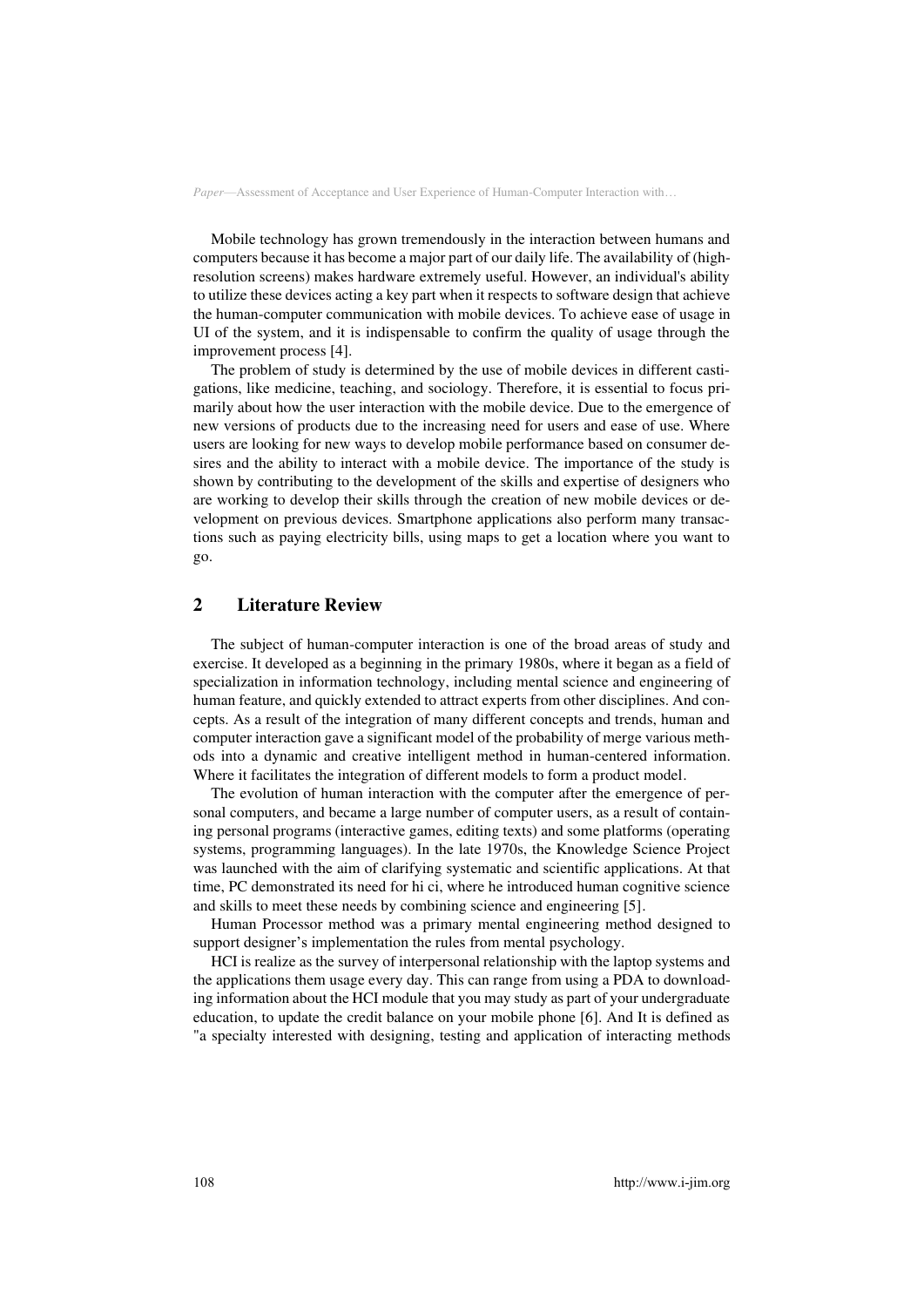Mobile technology has grown tremendously in the interaction between humans and computers because it has become a major part of our daily life. The availability of (high-resolution screens) makes hardware extremely useful. However, an individual's ability to utilize these devices acting a key part when it respects to software design that achieve the human-computer communication with mobile devices. To achieve ease of usage in UI of the system, and it is indispensable to confirm the quality of usage through the improvement process [4].

The problem of study is determined by the use of mobile devices in different castigations, like medicine, teaching, and sociology. Therefore, it is essential to focus primarily about how the user interaction with the mobile device. Due to the emergence of new versions of products due to the increasing need for users and ease of use. Where users are looking for new ways to develop mobile performance based on consumer desires and the ability to interact with a mobile device. The importance of the study is shown by contributing to the development of the skills and expertise of designers who are working to develop their skills through the creation of new mobile devices or development on previous devices. Smartphone applications also perform many transactions such as paying electricity bills, using maps to get a location where you want to go.

## 2 Literature Review

The subject of human-computer interaction is one of the broad areas of study and exercise. It developed as a beginning in the primary 1980s, where it began as a field of specialization in information technology, including mental science and engineering of human feature, and quickly extended to attract experts from other disciplines. And concepts. As a result of the integration of many different concepts and trends, human and computer interaction gave a significant model of the probability of merge various methods into a dynamic and creative intelligent method in human-centered information. Where it facilitates the integration of different models to form a product model.

The evolution of human interaction with the computer after the emergence of personal computers, and became a large number of computer users, as a result of containing personal programs (interactive games, editing texts) and some platforms (operating systems, programming languages). In the late 1970s, the Knowledge Science Project was launched with the aim of clarifying systematic and scientific applications. At that time, PC demonstrated its need for hi ci, where he introduced human cognitive science and skills to meet these needs by combining science and engineering [5].

Human Processor method was a primary mental engineering method designed to support designer's implementation the rules from mental psychology.

HCI is realize as the survey of interpersonal relationship with the laptop systems and the applications them usage every day. This can range from using a PDA to downloading information about the HCI module that you may study as part of your undergraduate education, to update the credit balance on your mobile phone [6]. And It is defined as "a specialty interested with designing, testing and application of interacting methods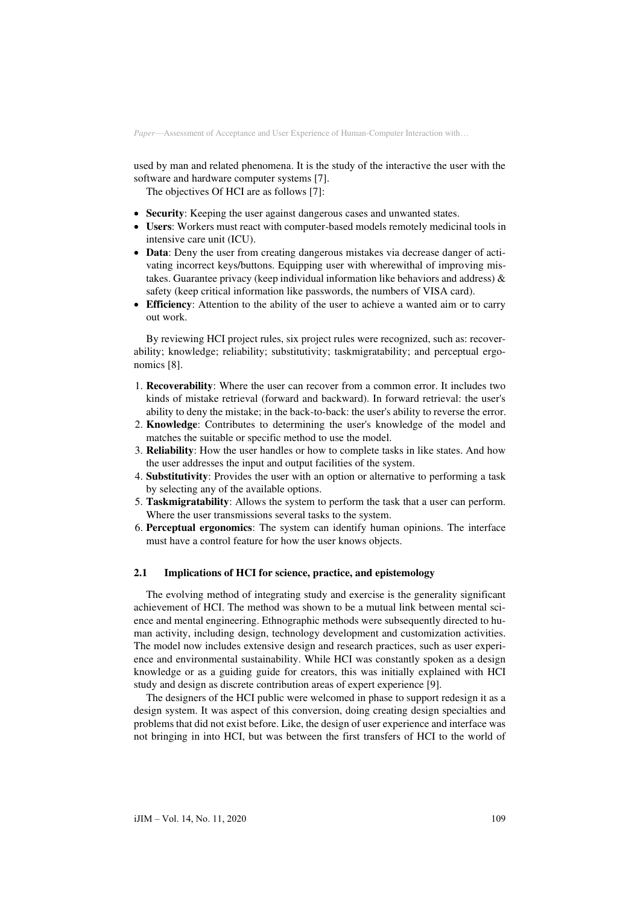used by man and related phenomena. It is the study of the interactive the user with the software and hardware computer systems [7].

The objectives Of HCI are as follows [7]:

- **Security**: Keeping the user against dangerous cases and unwanted states.
- **Users**: Workers must react with computer-based models remotely medicinal tools in intensive care unit (ICU).
- **Data**: Deny the user from creating dangerous mistakes via decrease danger of activating incorrect keys/buttons. Equipping user with wherewithal of improving mistakes. Guarantee privacy (keep individual information like behaviors and address) & safety (keep critical information like passwords, the numbers of VISA card).
- **Efficiency**: Attention to the ability of the user to achieve a wanted aim or to carry out work.

By reviewing HCI project rules, six project rules were recognized, such as: recoverability; knowledge; reliability; substitutivity; taskmigratability; and perceptual ergonomics [8].

1. **Recoverability**: Where the user can recover from a common error. It includes two kinds of mistake retrieval (forward and backward). In forward retrieval: the user's ability to deny the mistake; in the back-to-back: the user's ability to reverse the error.
2. **Knowledge**: Contributes to determining the user's knowledge of the model and matches the suitable or specific method to use the model.
3. **Reliability**: How the user handles or how to complete tasks in like states. And how the user addresses the input and output facilities of the system.
4. **Substitutivity**: Provides the user with an option or alternative to performing a task by selecting any of the available options.
5. **Taskmigratability**: Allows the system to perform the task that a user can perform. Where the user transmissions several tasks to the system.
6. **Perceptual ergonomics**: The system can identify human opinions. The interface must have a control feature for how the user knows objects.

### 2.1 Implications of HCI for science, practice, and epistemology

The evolving method of integrating study and exercise is the generality significant achievement of HCI. The method was shown to be a mutual link between mental science and mental engineering. Ethnographic methods were subsequently directed to human activity, including design, technology development and customization activities. The model now includes extensive design and research practices, such as user experience and environmental sustainability. While HCI was constantly spoken as a design knowledge or as a guiding guide for creators, this was initially explained with HCI study and design as discrete contribution areas of expert experience [9].

The designers of the HCI public were welcomed in phase to support redesign it as a design system. It was aspect of this conversion, doing creating design specialties and problems that did not exist before. Like, the design of user experience and interface was not bringing in into HCI, but was between the first transfers of HCI to the world of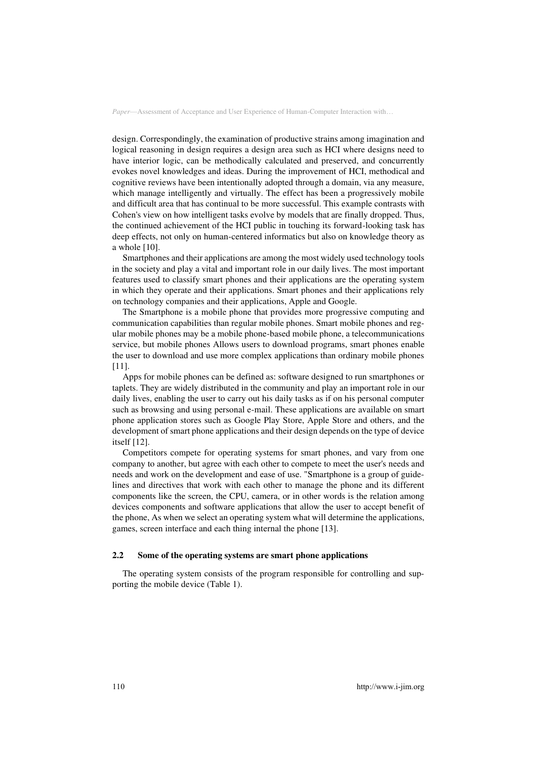design. Correspondingly, the examination of productive strains among imagination and logical reasoning in design requires a design area such as HCI where designs need to have interior logic, can be methodically calculated and preserved, and concurrently evokes novel knowledges and ideas. During the improvement of HCI, methodical and cognitive reviews have been intentionally adopted through a domain, via any measure, which manage intelligently and virtually. The effect has been a progressively mobile and difficult area that has continual to be more successful. This example contrasts with Cohen's view on how intelligent tasks evolve by models that are finally dropped. Thus, the continued achievement of the HCI public in touching its forward-looking task has deep effects, not only on human-centered informatics but also on knowledge theory as a whole [10].

Smartphones and their applications are among the most widely used technology tools in the society and play a vital and important role in our daily lives. The most important features used to classify smart phones and their applications are the operating system in which they operate and their applications. Smart phones and their applications rely on technology companies and their applications, Apple and Google.

The Smartphone is a mobile phone that provides more progressive computing and communication capabilities than regular mobile phones. Smart mobile phones and regular mobile phones may be a mobile phone-based mobile phone, a telecommunications service, but mobile phones Allows users to download programs, smart phones enable the user to download and use more complex applications than ordinary mobile phones [11].

Apps for mobile phones can be defined as: software designed to run smartphones or taplets. They are widely distributed in the community and play an important role in our daily lives, enabling the user to carry out his daily tasks as if on his personal computer such as browsing and using personal e-mail. These applications are available on smart phone application stores such as Google Play Store, Apple Store and others, and the development of smart phone applications and their design depends on the type of device itself [12].

Competitors compete for operating systems for smart phones, and vary from one company to another, but agree with each other to compete to meet the user's needs and needs and work on the development and ease of use. "Smartphone is a group of guidelines and directives that work with each other to manage the phone and its different components like the screen, the CPU, camera, or in other words is the relation among devices components and software applications that allow the user to accept benefit of the phone, As when we select an operating system what will determine the applications, games, screen interface and each thing internal the phone [13].

### 2.2 Some of the operating systems are smart phone applications

The operating system consists of the program responsible for controlling and supporting the mobile device (Table 1).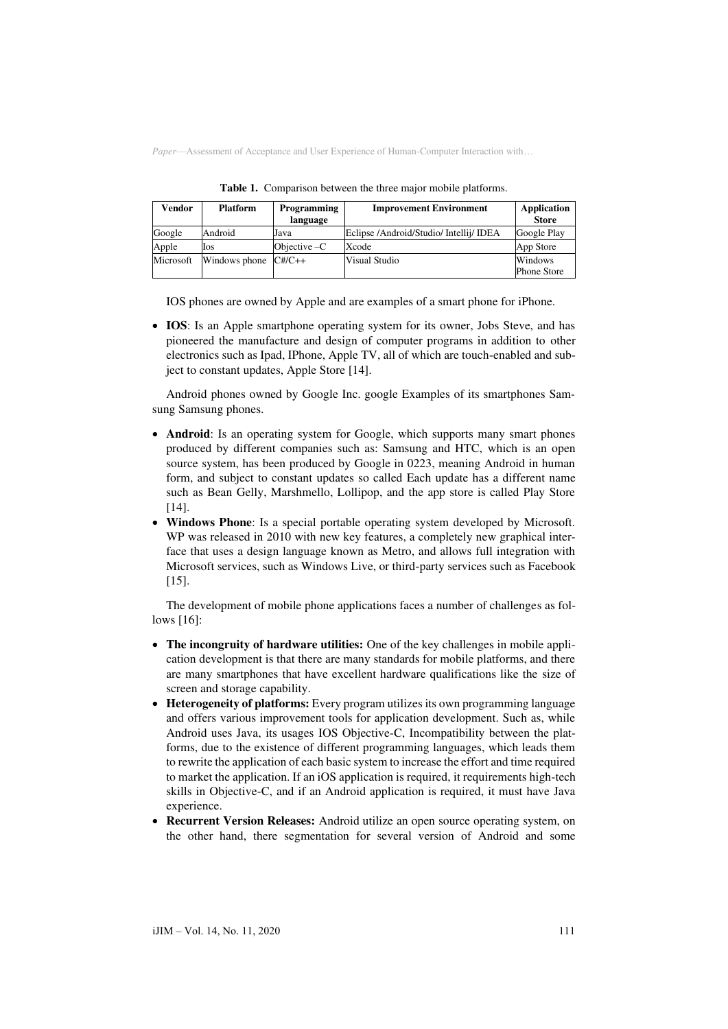**Table 1.** Comparison between the three major mobile platforms.

| Vendor | Platform | Programming language | Improvement Environment | Application Store |
|---|---|---|---|---|
| Google | Android | Java | Eclipse /Android/Studio/ Intellij/ IDEA | Google Play |
| Apple | Ios | Objective –C | Xcode | App Store |
| Microsoft | Windows phone | C#/C++ | Visual Studio | Windows Phone Store |

IOS phones are owned by Apple and are examples of a smart phone for iPhone.

- **IOS**: Is an Apple smartphone operating system for its owner, Jobs Steve, and has pioneered the manufacture and design of computer programs in addition to other electronics such as Ipad, IPhone, Apple TV, all of which are touch-enabled and subject to constant updates, Apple Store [14].

Android phones owned by Google Inc. google Examples of its smartphones Samsung Samsung phones.

- **Android**: Is an operating system for Google, which supports many smart phones produced by different companies such as: Samsung and HTC, which is an open source system, has been produced by Google in 0223, meaning Android in human form, and subject to constant updates so called Each update has a different name such as Bean Gelly, Marshmello, Lollipop, and the app store is called Play Store [14].
- **Windows Phone**: Is a special portable operating system developed by Microsoft. WP was released in 2010 with new key features, a completely new graphical interface that uses a design language known as Metro, and allows full integration with Microsoft services, such as Windows Live, or third-party services such as Facebook [15].

The development of mobile phone applications faces a number of challenges as follows [16]:

- **The incongruity of hardware utilities:** One of the key challenges in mobile application development is that there are many standards for mobile platforms, and there are many smartphones that have excellent hardware qualifications like the size of screen and storage capability.
- **Heterogeneity of platforms:** Every program utilizes its own programming language and offers various improvement tools for application development. Such as, while Android uses Java, its usages IOS Objective-C, Incompatibility between the platforms, due to the existence of different programming languages, which leads them to rewrite the application of each basic system to increase the effort and time required to market the application. If an iOS application is required, it requirements high-tech skills in Objective-C, and if an Android application is required, it must have Java experience.
- **Recurrent Version Releases:** Android utilize an open source operating system, on the other hand, there segmentation for several version of Android and some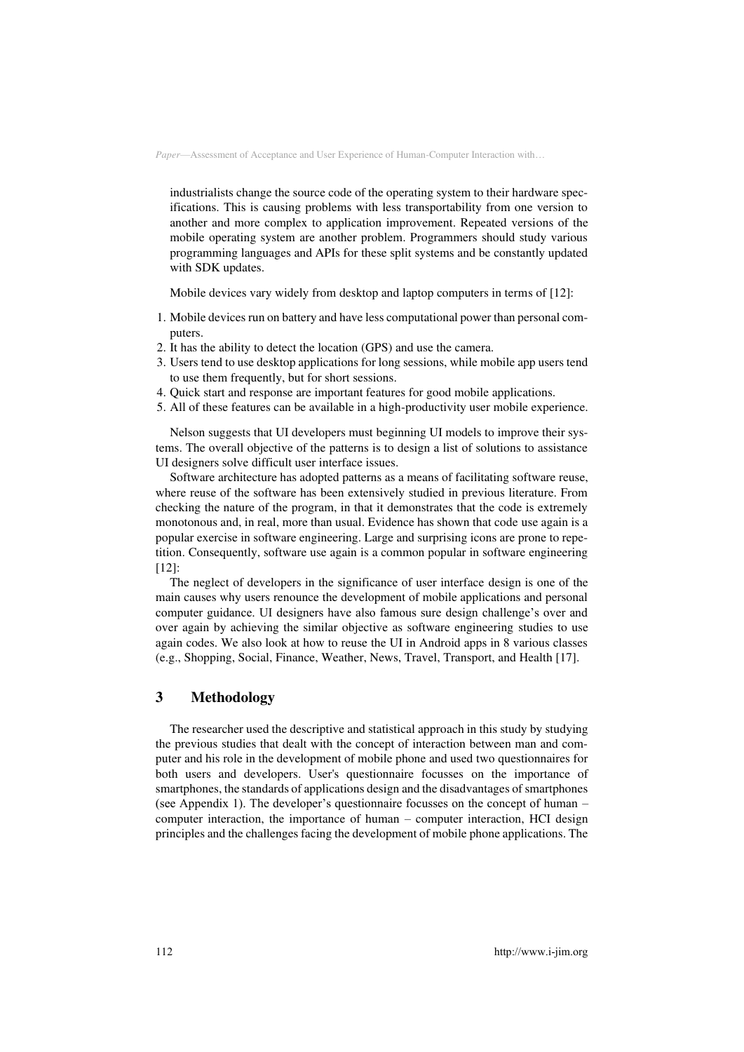industrialists change the source code of the operating system to their hardware specifications. This is causing problems with less transportability from one version to another and more complex to application improvement. Repeated versions of the mobile operating system are another problem. Programmers should study various programming languages and APIs for these split systems and be constantly updated with SDK updates.

Mobile devices vary widely from desktop and laptop computers in terms of [12]:

1. Mobile devices run on battery and have less computational power than personal computers.
2. It has the ability to detect the location (GPS) and use the camera.
3. Users tend to use desktop applications for long sessions, while mobile app users tend to use them frequently, but for short sessions.
4. Quick start and response are important features for good mobile applications.
5. All of these features can be available in a high-productivity user mobile experience.

Nelson suggests that UI developers must beginning UI models to improve their systems. The overall objective of the patterns is to design a list of solutions to assistance UI designers solve difficult user interface issues.

Software architecture has adopted patterns as a means of facilitating software reuse, where reuse of the software has been extensively studied in previous literature. From checking the nature of the program, in that it demonstrates that the code is extremely monotonous and, in real, more than usual. Evidence has shown that code use again is a popular exercise in software engineering. Large and surprising icons are prone to repetition. Consequently, software use again is a common popular in software engineering [12]:

The neglect of developers in the significance of user interface design is one of the main causes why users renounce the development of mobile applications and personal computer guidance. UI designers have also famous sure design challenge's over and over again by achieving the similar objective as software engineering studies to use again codes. We also look at how to reuse the UI in Android apps in 8 various classes (e.g., Shopping, Social, Finance, Weather, News, Travel, Transport, and Health [17].

## 3 Methodology

The researcher used the descriptive and statistical approach in this study by studying the previous studies that dealt with the concept of interaction between man and computer and his role in the development of mobile phone and used two questionnaires for both users and developers. User's questionnaire focusses on the importance of smartphones, the standards of applications design and the disadvantages of smartphones (see Appendix 1). The developer's questionnaire focusses on the concept of human – computer interaction, the importance of human – computer interaction, HCI design principles and the challenges facing the development of mobile phone applications. The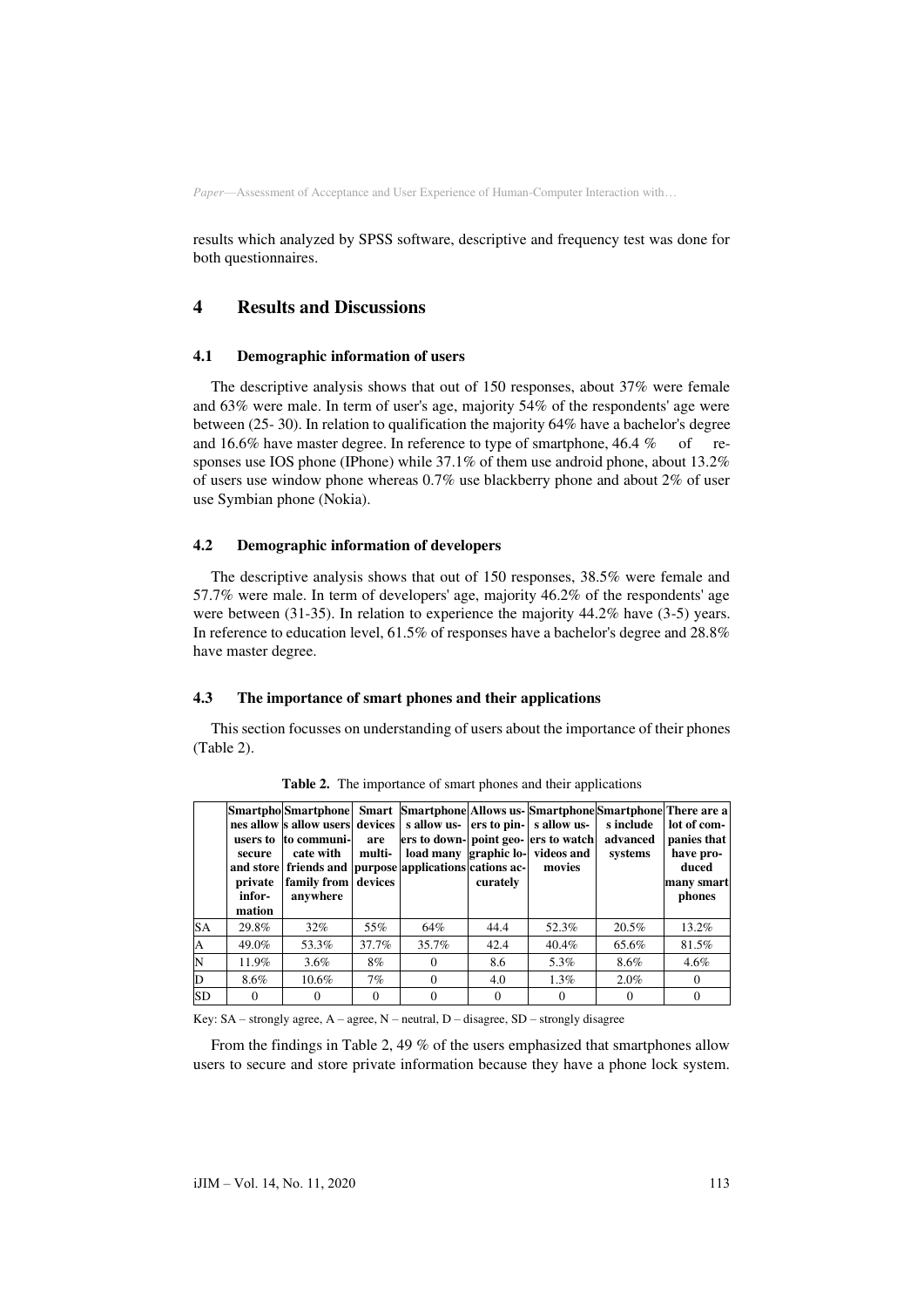results which analyzed by SPSS software, descriptive and frequency test was done for both questionnaires.

# 4 Results and Discussions

## 4.1 Demographic information of users

The descriptive analysis shows that out of 150 responses, about 37% were female and 63% were male. In term of user's age, majority 54% of the respondents' age were between (25- 30). In relation to qualification the majority 64% have a bachelor's degree and 16.6% have master degree. In reference to type of smartphone, 46.4 % of responses use IOS phone (IPhone) while 37.1% of them use android phone, about 13.2% of users use window phone whereas 0.7% use blackberry phone and about 2% of user use Symbian phone (Nokia).

## 4.2 Demographic information of developers

The descriptive analysis shows that out of 150 responses, 38.5% were female and 57.7% were male. In term of developers' age, majority 46.2% of the respondents' age were between (31-35). In relation to experience the majority 44.2% have (3-5) years. In reference to education level, 61.5% of responses have a bachelor's degree and 28.8% have master degree.

## 4.3 The importance of smart phones and their applications

This section focusses on understanding of users about the importance of their phones (Table 2).

**Table 2.** The importance of smart phones and their applications

| | Smartphones allow users to secure and store private information | Smartphones allow users to communicate with friends and family from anywhere | Smart devices are multi-purpose devices | Smartphones allow users to download many applications | Allows users to pinpoint geographic locations accurately | Smartphones allow users to watch videos and movies | Smartphones include advanced systems | There are a lot of companies that have produced many smart phones |
|---|---|---|---|---|---|---|---|---|
| SA | 29.8% | 32% | 55% | 64% | 44.4 | 52.3% | 20.5% | 13.2% |
| A | 49.0% | 53.3% | 37.7% | 35.7% | 42.4 | 40.4% | 65.6% | 81.5% |
| N | 11.9% | 3.6% | 8% | 0 | 8.6 | 5.3% | 8.6% | 4.6% |
| D | 8.6% | 10.6% | 7% | 0 | 4.0 | 1.3% | 2.0% | 0 |
| SD | 0 | 0 | 0 | 0 | 0 | 0 | 0 | 0 |

Key: SA – strongly agree, A – agree, N – neutral, D – disagree, SD – strongly disagree

From the findings in Table 2, 49 % of the users emphasized that smartphones allow users to secure and store private information because they have a phone lock system.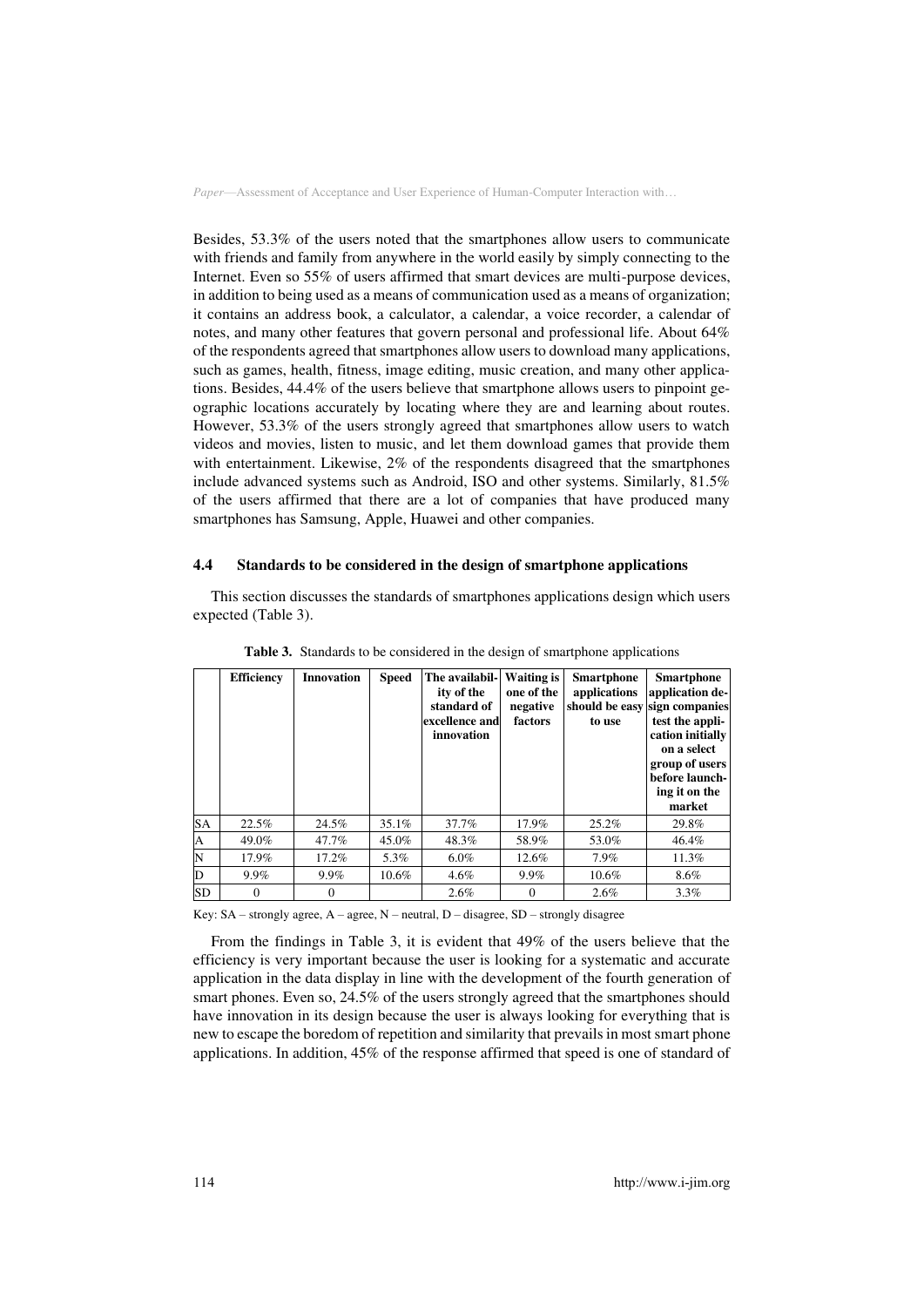Besides, 53.3% of the users noted that the smartphones allow users to communicate with friends and family from anywhere in the world easily by simply connecting to the Internet. Even so 55% of users affirmed that smart devices are multi-purpose devices, in addition to being used as a means of communication used as a means of organization; it contains an address book, a calculator, a calendar, a voice recorder, a calendar of notes, and many other features that govern personal and professional life. About 64% of the respondents agreed that smartphones allow users to download many applications, such as games, health, fitness, image editing, music creation, and many other applications. Besides, 44.4% of the users believe that smartphone allows users to pinpoint geographic locations accurately by locating where they are and learning about routes. However, 53.3% of the users strongly agreed that smartphones allow users to watch videos and movies, listen to music, and let them download games that provide them with entertainment. Likewise, 2% of the respondents disagreed that the smartphones include advanced systems such as Android, ISO and other systems. Similarly, 81.5% of the users affirmed that there are a lot of companies that have produced many smartphones has Samsung, Apple, Huawei and other companies.

### 4.4 Standards to be considered in the design of smartphone applications

This section discusses the standards of smartphones applications design which users expected (Table 3).

**Table 3.** Standards to be considered in the design of smartphone applications

| | **Efficiency** | **Innovation** | **Speed** | **The availability of the standard of excellence and innovation** | **Waiting is one of the negative factors** | **Smartphone applications should be easy to use** | **Smartphone application design companies test the application initially on a select group of users before launching it on the market** |
|---|---|---|---|---|---|---|---|
| SA | 22.5% | 24.5% | 35.1% | 37.7% | 17.9% | 25.2% | 29.8% |
| A | 49.0% | 47.7% | 45.0% | 48.3% | 58.9% | 53.0% | 46.4% |
| N | 17.9% | 17.2% | 5.3% | 6.0% | 12.6% | 7.9% | 11.3% |
| D | 9.9% | 9.9% | 10.6% | 4.6% | 9.9% | 10.6% | 8.6% |
| SD | 0 | 0 | | 2.6% | 0 | 2.6% | 3.3% |

Key: SA – strongly agree, A – agree, N – neutral, D – disagree, SD – strongly disagree

From the findings in Table 3, it is evident that 49% of the users believe that the efficiency is very important because the user is looking for a systematic and accurate application in the data display in line with the development of the fourth generation of smart phones. Even so, 24.5% of the users strongly agreed that the smartphones should have innovation in its design because the user is always looking for everything that is new to escape the boredom of repetition and similarity that prevails in most smart phone applications. In addition, 45% of the response affirmed that speed is one of standard of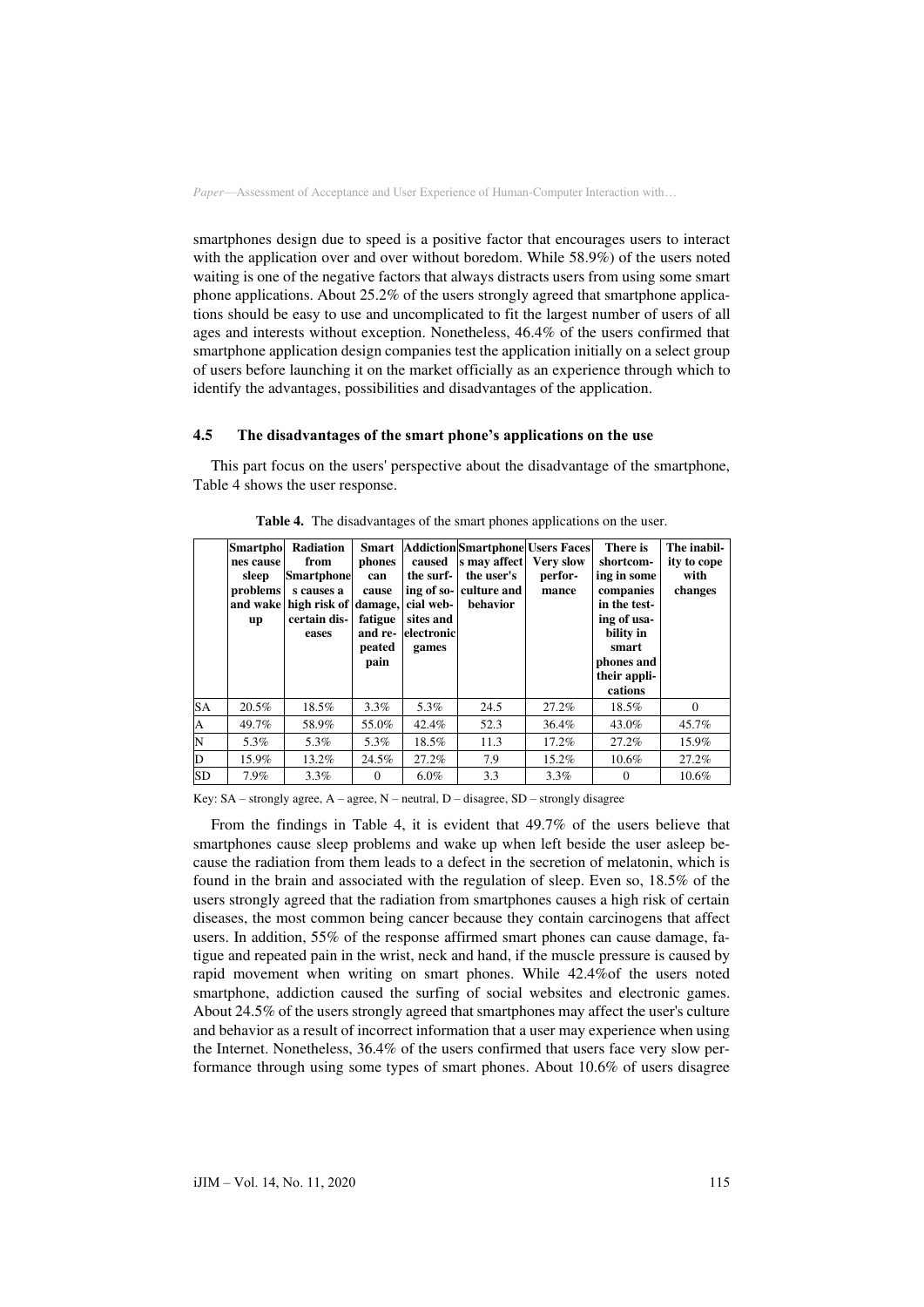smartphones design due to speed is a positive factor that encourages users to interact with the application over and over without boredom. While 58.9%) of the users noted waiting is one of the negative factors that always distracts users from using some smart phone applications. About 25.2% of the users strongly agreed that smartphone applications should be easy to use and uncomplicated to fit the largest number of users of all ages and interests without exception. Nonetheless, 46.4% of the users confirmed that smartphone application design companies test the application initially on a select group of users before launching it on the market officially as an experience through which to identify the advantages, possibilities and disadvantages of the application.

### 4.5 The disadvantages of the smart phone's applications on the use

This part focus on the users' perspective about the disadvantage of the smartphone, Table 4 shows the user response.

**Table 4.** The disadvantages of the smart phones applications on the user.

| | Smartphones cause sleep problems and wake up | Radiation from Smartphones causes a high risk of certain diseases | Smart phones can cause damage, fatigue and repeated pain | Addiction caused the surfing of social websites and electronic games | Smartphones may affect the user's culture and behavior | Users Faces Very slow performance | There is shortcoming in some companies in the testing of usability in smart phones and their applications | The inability to cope with changes |
|---|---|---|---|---|---|---|---|---|
| SA | 20.5% | 18.5% | 3.3% | 5.3% | 24.5 | 27.2% | 18.5% | 0 |
| A | 49.7% | 58.9% | 55.0% | 42.4% | 52.3 | 36.4% | 43.0% | 45.7% |
| N | 5.3% | 5.3% | 5.3% | 18.5% | 11.3 | 17.2% | 27.2% | 15.9% |
| D | 15.9% | 13.2% | 24.5% | 27.2% | 7.9 | 15.2% | 10.6% | 27.2% |
| SD | 7.9% | 3.3% | 0 | 6.0% | 3.3 | 3.3% | 0 | 10.6% |

Key: SA – strongly agree, A – agree, N – neutral, D – disagree, SD – strongly disagree

From the findings in Table 4, it is evident that 49.7% of the users believe that smartphones cause sleep problems and wake up when left beside the user asleep because the radiation from them leads to a defect in the secretion of melatonin, which is found in the brain and associated with the regulation of sleep. Even so, 18.5% of the users strongly agreed that the radiation from smartphones causes a high risk of certain diseases, the most common being cancer because they contain carcinogens that affect users. In addition, 55% of the response affirmed smart phones can cause damage, fatigue and repeated pain in the wrist, neck and hand, if the muscle pressure is caused by rapid movement when writing on smart phones. While 42.4%of the users noted smartphone, addiction caused the surfing of social websites and electronic games. About 24.5% of the users strongly agreed that smartphones may affect the user's culture and behavior as a result of incorrect information that a user may experience when using the Internet. Nonetheless, 36.4% of the users confirmed that users face very slow performance through using some types of smart phones. About 10.6% of users disagree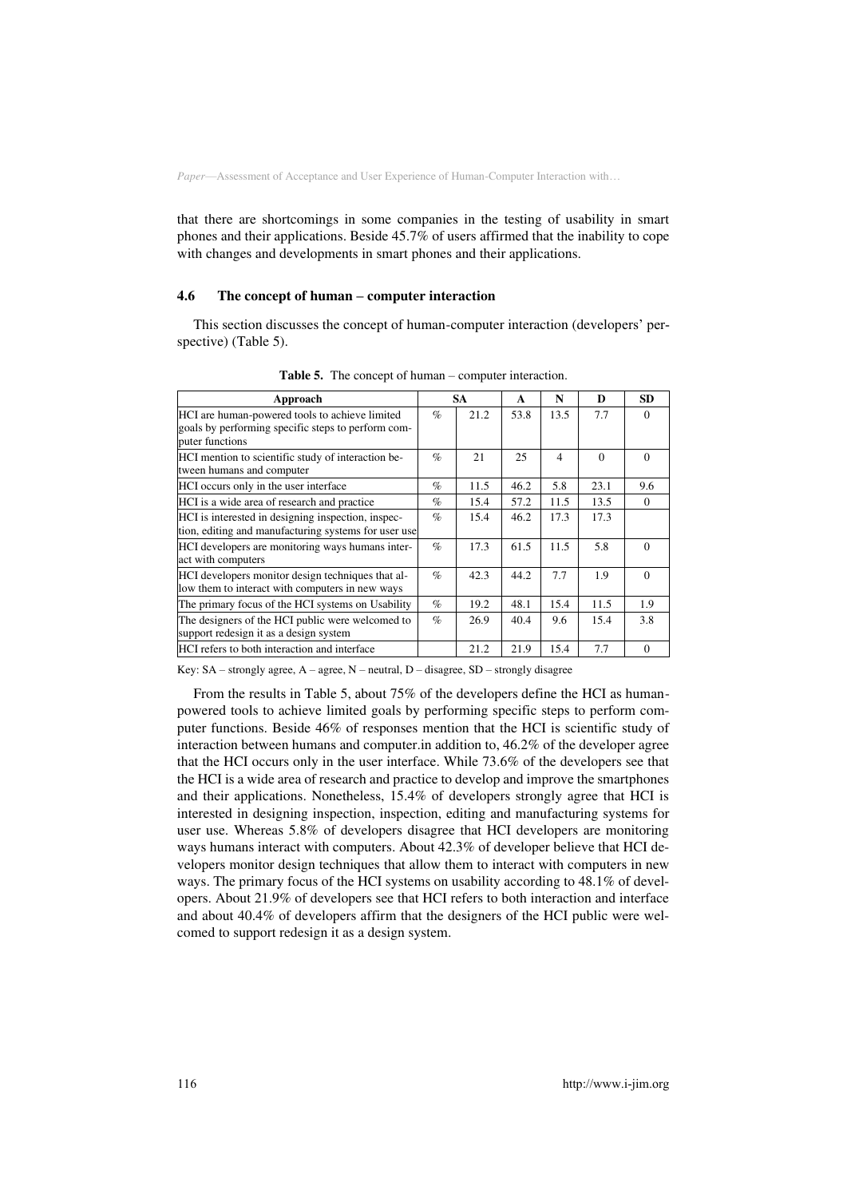that there are shortcomings in some companies in the testing of usability in smart phones and their applications. Beside 45.7% of users affirmed that the inability to cope with changes and developments in smart phones and their applications.

### 4.6 The concept of human – computer interaction

This section discusses the concept of human-computer interaction (developers' perspective) (Table 5).

**Table 5.** The concept of human – computer interaction.

| Approach | SA | | A | N | D | SD |
|---|---|---|---|---|---|---|
| HCI are human-powered tools to achieve limited goals by performing specific steps to perform computer functions | % | 21.2 | 53.8 | 13.5 | 7.7 | 0 |
| HCI mention to scientific study of interaction between humans and computer | % | 21 | 25 | 4 | 0 | 0 |
| HCI occurs only in the user interface | % | 11.5 | 46.2 | 5.8 | 23.1 | 9.6 |
| HCI is a wide area of research and practice | % | 15.4 | 57.2 | 11.5 | 13.5 | 0 |
| HCI is interested in designing inspection, inspection, editing and manufacturing systems for user use | % | 15.4 | 46.2 | 17.3 | 17.3 | |
| HCI developers are monitoring ways humans interact with computers | % | 17.3 | 61.5 | 11.5 | 5.8 | 0 |
| HCI developers monitor design techniques that allow them to interact with computers in new ways | % | 42.3 | 44.2 | 7.7 | 1.9 | 0 |
| The primary focus of the HCI systems on Usability | % | 19.2 | 48.1 | 15.4 | 11.5 | 1.9 |
| The designers of the HCI public were welcomed to support redesign it as a design system | % | 26.9 | 40.4 | 9.6 | 15.4 | 3.8 |
| HCI refers to both interaction and interface | | 21.2 | 21.9 | 15.4 | 7.7 | 0 |

Key: SA – strongly agree, A – agree, N – neutral, D – disagree, SD – strongly disagree

From the results in Table 5, about 75% of the developers define the HCI as human-powered tools to achieve limited goals by performing specific steps to perform computer functions. Beside 46% of responses mention that the HCI is scientific study of interaction between humans and computer.in addition to, 46.2% of the developer agree that the HCI occurs only in the user interface. While 73.6% of the developers see that the HCI is a wide area of research and practice to develop and improve the smartphones and their applications. Nonetheless, 15.4% of developers strongly agree that HCI is interested in designing inspection, inspection, editing and manufacturing systems for user use. Whereas 5.8% of developers disagree that HCI developers are monitoring ways humans interact with computers. About 42.3% of developer believe that HCI developers monitor design techniques that allow them to interact with computers in new ways. The primary focus of the HCI systems on usability according to 48.1% of developers. About 21.9% of developers see that HCI refers to both interaction and interface and about 40.4% of developers affirm that the designers of the HCI public were welcomed to support redesign it as a design system.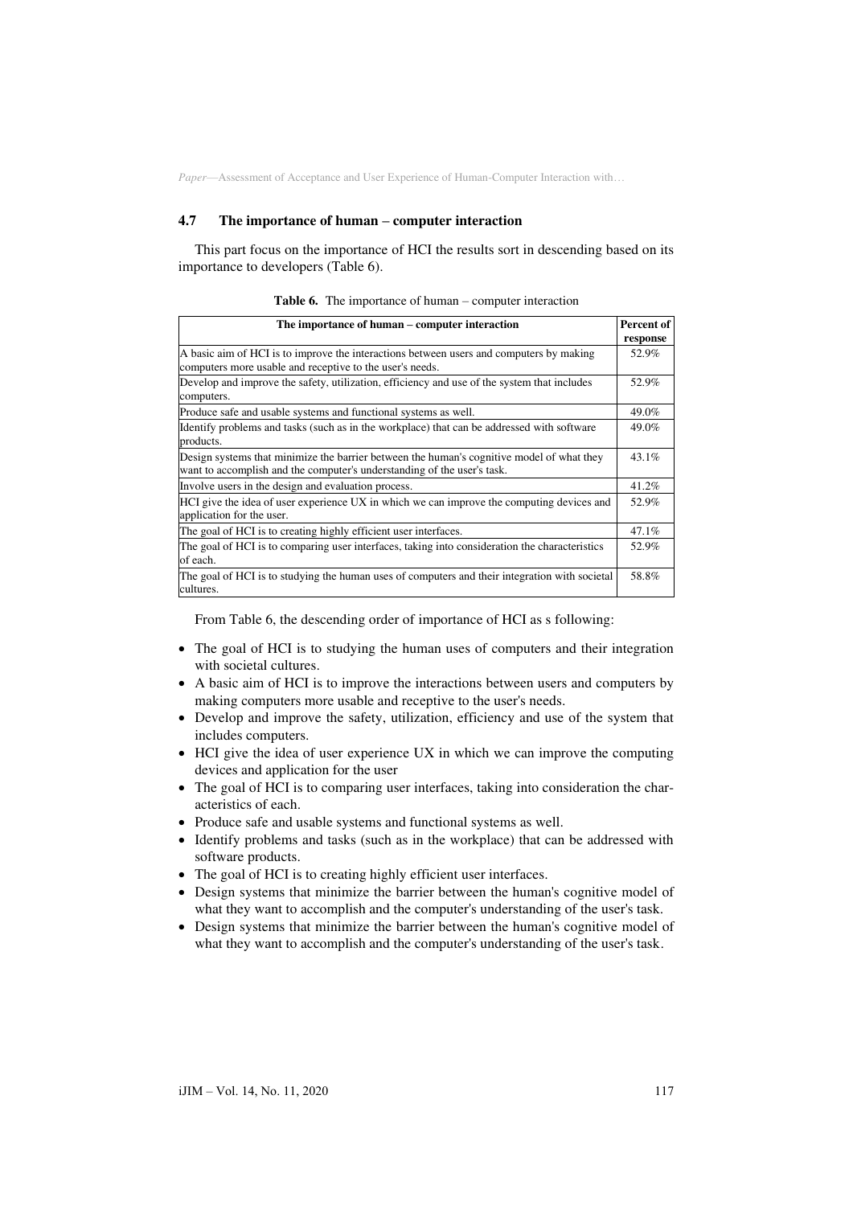### 4.7 The importance of human – computer interaction

This part focus on the importance of HCI the results sort in descending based on its importance to developers (Table 6).

**Table 6.** The importance of human – computer interaction

| The importance of human – computer interaction | Percent of response |
|---|---|
| A basic aim of HCI is to improve the interactions between users and computers by making computers more usable and receptive to the user's needs. | 52.9% |
| Develop and improve the safety, utilization, efficiency and use of the system that includes computers. | 52.9% |
| Produce safe and usable systems and functional systems as well. | 49.0% |
| Identify problems and tasks (such as in the workplace) that can be addressed with software products. | 49.0% |
| Design systems that minimize the barrier between the human's cognitive model of what they want to accomplish and the computer's understanding of the user's task. | 43.1% |
| Involve users in the design and evaluation process. | 41.2% |
| HCI give the idea of user experience UX in which we can improve the computing devices and application for the user. | 52.9% |
| The goal of HCI is to creating highly efficient user interfaces. | 47.1% |
| The goal of HCI is to comparing user interfaces, taking into consideration the characteristics of each. | 52.9% |
| The goal of HCI is to studying the human uses of computers and their integration with societal cultures. | 58.8% |

From Table 6, the descending order of importance of HCI as s following:

- The goal of HCI is to studying the human uses of computers and their integration with societal cultures.
- A basic aim of HCI is to improve the interactions between users and computers by making computers more usable and receptive to the user's needs.
- Develop and improve the safety, utilization, efficiency and use of the system that includes computers.
- HCI give the idea of user experience UX in which we can improve the computing devices and application for the user
- The goal of HCI is to comparing user interfaces, taking into consideration the characteristics of each.
- Produce safe and usable systems and functional systems as well.
- Identify problems and tasks (such as in the workplace) that can be addressed with software products.
- The goal of HCI is to creating highly efficient user interfaces.
- Design systems that minimize the barrier between the human's cognitive model of what they want to accomplish and the computer's understanding of the user's task.
- Design systems that minimize the barrier between the human's cognitive model of what they want to accomplish and the computer's understanding of the user's task.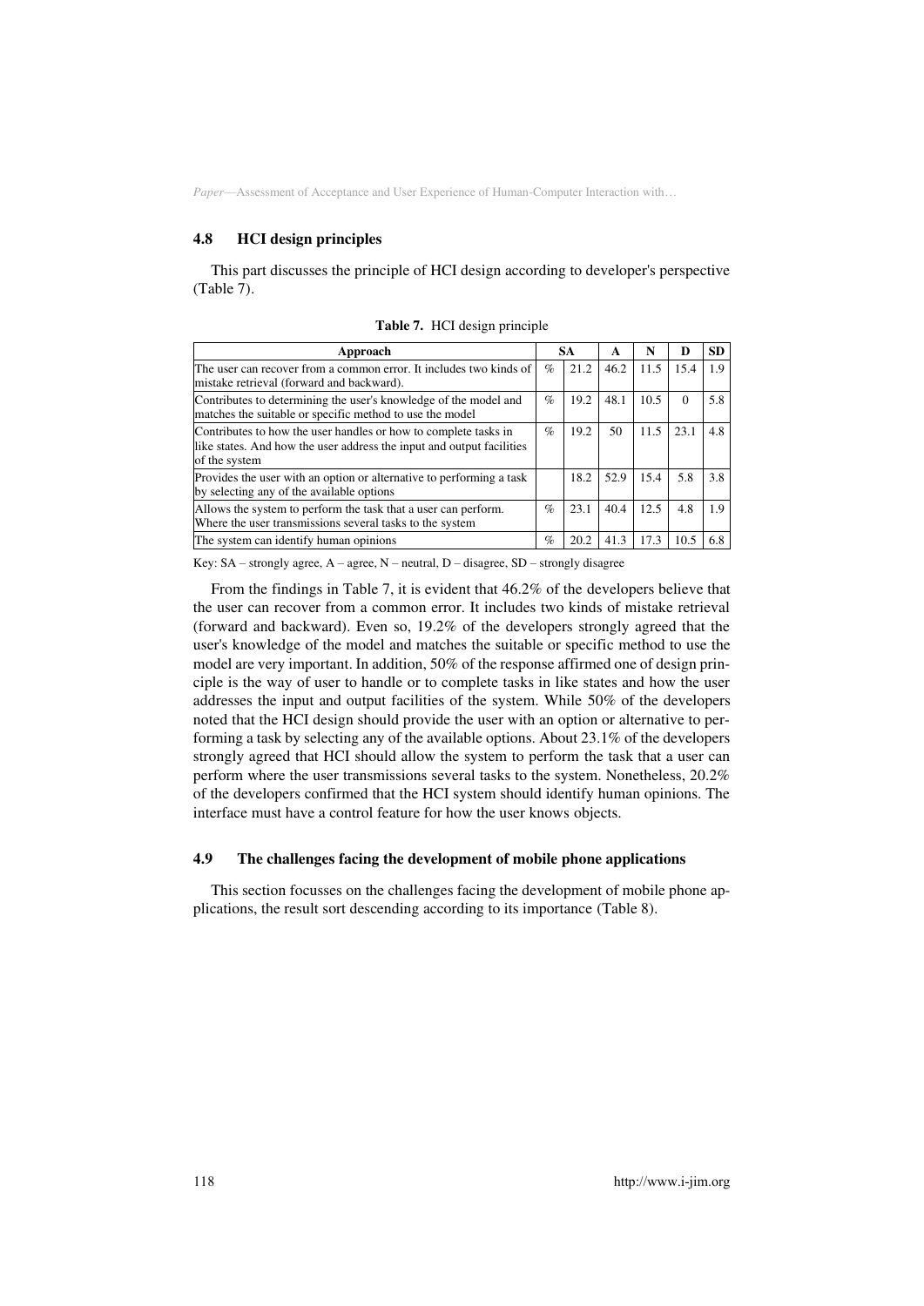### 4.8 HCI design principles

This part discusses the principle of HCI design according to developer's perspective (Table 7).

**Table 7.** HCI design principle

| Approach | SA | | A | N | D | SD |
|---|---|---|---|---|---|---|
| The user can recover from a common error. It includes two kinds of mistake retrieval (forward and backward). | % | 21.2 | 46.2 | 11.5 | 15.4 | 1.9 |
| Contributes to determining the user's knowledge of the model and matches the suitable or specific method to use the model | % | 19.2 | 48.1 | 10.5 | 0 | 5.8 |
| Contributes to how the user handles or how to complete tasks in like states. And how the user address the input and output facilities of the system | % | 19.2 | 50 | 11.5 | 23.1 | 4.8 |
| Provides the user with an option or alternative to performing a task by selecting any of the available options | | 18.2 | 52.9 | 15.4 | 5.8 | 3.8 |
| Allows the system to perform the task that a user can perform. Where the user transmissions several tasks to the system | % | 23.1 | 40.4 | 12.5 | 4.8 | 1.9 |
| The system can identify human opinions | % | 20.2 | 41.3 | 17.3 | 10.5 | 6.8 |

Key: SA – strongly agree, A – agree, N – neutral, D – disagree, SD – strongly disagree

From the findings in Table 7, it is evident that 46.2% of the developers believe that the user can recover from a common error. It includes two kinds of mistake retrieval (forward and backward). Even so, 19.2% of the developers strongly agreed that the user's knowledge of the model and matches the suitable or specific method to use the model are very important. In addition, 50% of the response affirmed one of design principle is the way of user to handle or to complete tasks in like states and how the user addresses the input and output facilities of the system. While 50% of the developers noted that the HCI design should provide the user with an option or alternative to performing a task by selecting any of the available options. About 23.1% of the developers strongly agreed that HCI should allow the system to perform the task that a user can perform where the user transmissions several tasks to the system. Nonetheless, 20.2% of the developers confirmed that the HCI system should identify human opinions. The interface must have a control feature for how the user knows objects.

### 4.9 The challenges facing the development of mobile phone applications

This section focusses on the challenges facing the development of mobile phone applications, the result sort descending according to its importance (Table 8).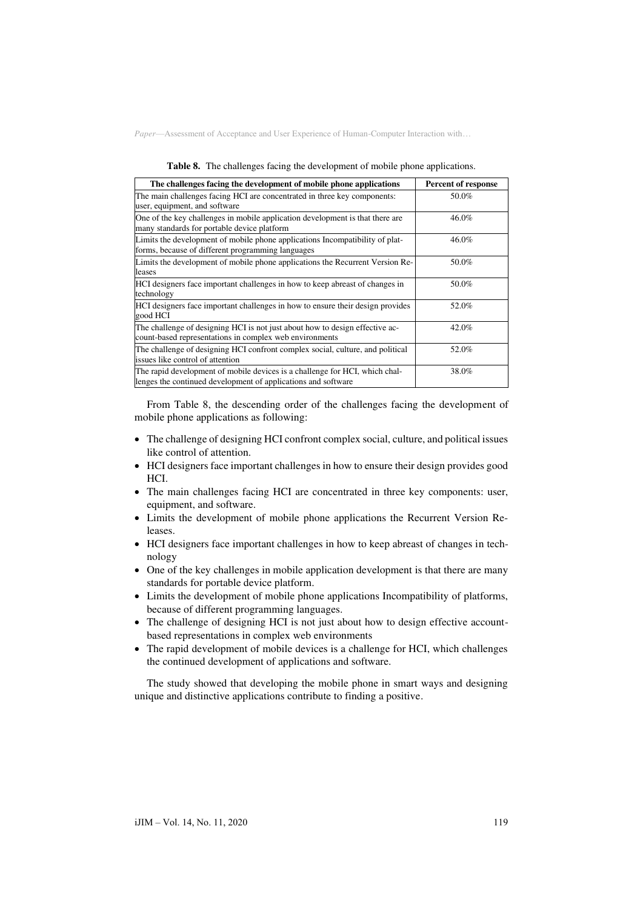**Table 8.** The challenges facing the development of mobile phone applications.

| The challenges facing the development of mobile phone applications | Percent of response |
|---|---|
| The main challenges facing HCI are concentrated in three key components: user, equipment, and software | 50.0% |
| One of the key challenges in mobile application development is that there are many standards for portable device platform | 46.0% |
| Limits the development of mobile phone applications Incompatibility of platforms, because of different programming languages | 46.0% |
| Limits the development of mobile phone applications the Recurrent Version Releases | 50.0% |
| HCI designers face important challenges in how to keep abreast of changes in technology | 50.0% |
| HCI designers face important challenges in how to ensure their design provides good HCI | 52.0% |
| The challenge of designing HCI is not just about how to design effective account-based representations in complex web environments | 42.0% |
| The challenge of designing HCI confront complex social, culture, and political issues like control of attention | 52.0% |
| The rapid development of mobile devices is a challenge for HCI, which challenges the continued development of applications and software | 38.0% |

From Table 8, the descending order of the challenges facing the development of mobile phone applications as following:

- The challenge of designing HCI confront complex social, culture, and political issues like control of attention.
- HCI designers face important challenges in how to ensure their design provides good HCI.
- The main challenges facing HCI are concentrated in three key components: user, equipment, and software.
- Limits the development of mobile phone applications the Recurrent Version Releases.
- HCI designers face important challenges in how to keep abreast of changes in technology
- One of the key challenges in mobile application development is that there are many standards for portable device platform.
- Limits the development of mobile phone applications Incompatibility of platforms, because of different programming languages.
- The challenge of designing HCI is not just about how to design effective account-based representations in complex web environments
- The rapid development of mobile devices is a challenge for HCI, which challenges the continued development of applications and software.

The study showed that developing the mobile phone in smart ways and designing unique and distinctive applications contribute to finding a positive.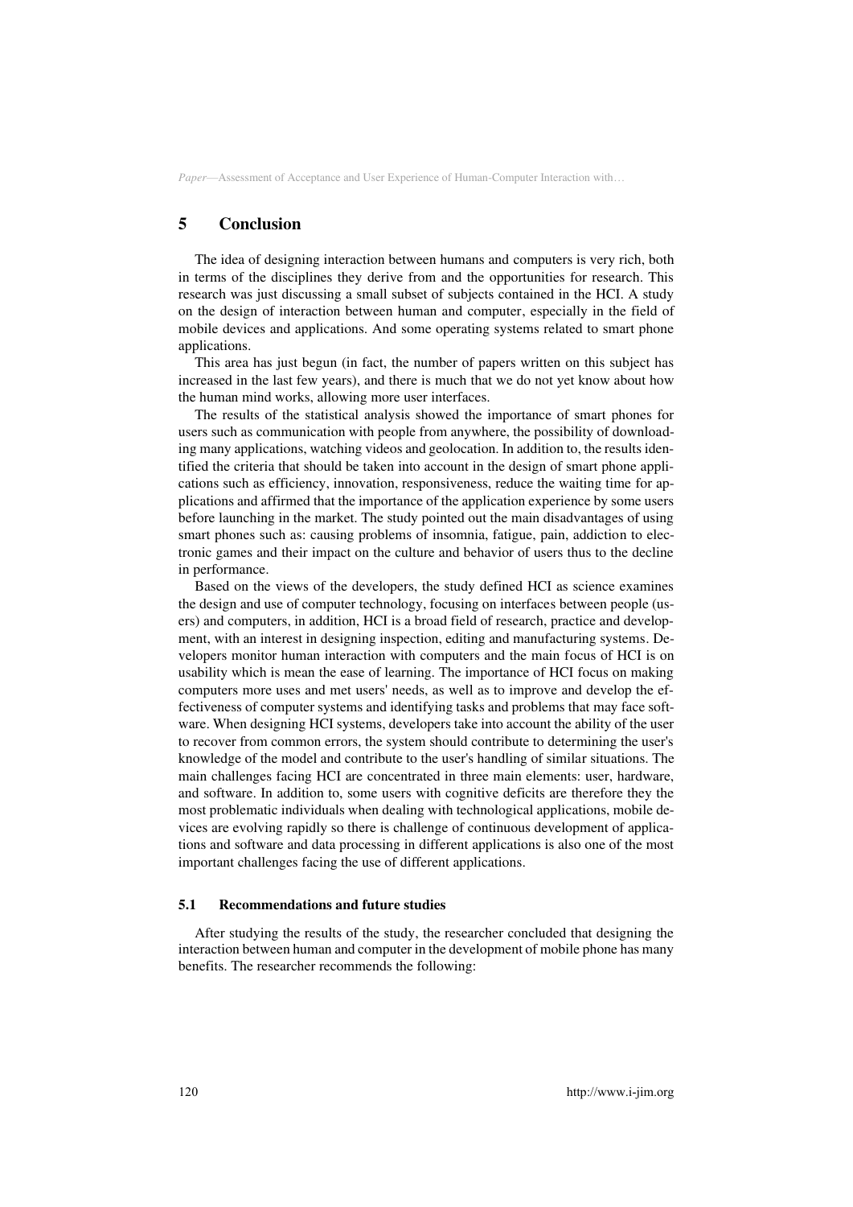## 5 Conclusion

The idea of designing interaction between humans and computers is very rich, both in terms of the disciplines they derive from and the opportunities for research. This research was just discussing a small subset of subjects contained in the HCI. A study on the design of interaction between human and computer, especially in the field of mobile devices and applications. And some operating systems related to smart phone applications.

This area has just begun (in fact, the number of papers written on this subject has increased in the last few years), and there is much that we do not yet know about how the human mind works, allowing more user interfaces.

The results of the statistical analysis showed the importance of smart phones for users such as communication with people from anywhere, the possibility of downloading many applications, watching videos and geolocation. In addition to, the results identified the criteria that should be taken into account in the design of smart phone applications such as efficiency, innovation, responsiveness, reduce the waiting time for applications and affirmed that the importance of the application experience by some users before launching in the market. The study pointed out the main disadvantages of using smart phones such as: causing problems of insomnia, fatigue, pain, addiction to electronic games and their impact on the culture and behavior of users thus to the decline in performance.

Based on the views of the developers, the study defined HCI as science examines the design and use of computer technology, focusing on interfaces between people (users) and computers, in addition, HCI is a broad field of research, practice and development, with an interest in designing inspection, editing and manufacturing systems. Developers monitor human interaction with computers and the main focus of HCI is on usability which is mean the ease of learning. The importance of HCI focus on making computers more uses and met users' needs, as well as to improve and develop the effectiveness of computer systems and identifying tasks and problems that may face software. When designing HCI systems, developers take into account the ability of the user to recover from common errors, the system should contribute to determining the user's knowledge of the model and contribute to the user's handling of similar situations. The main challenges facing HCI are concentrated in three main elements: user, hardware, and software. In addition to, some users with cognitive deficits are therefore they the most problematic individuals when dealing with technological applications, mobile devices are evolving rapidly so there is challenge of continuous development of applications and software and data processing in different applications is also one of the most important challenges facing the use of different applications.

### 5.1 Recommendations and future studies

After studying the results of the study, the researcher concluded that designing the interaction between human and computer in the development of mobile phone has many benefits. The researcher recommends the following: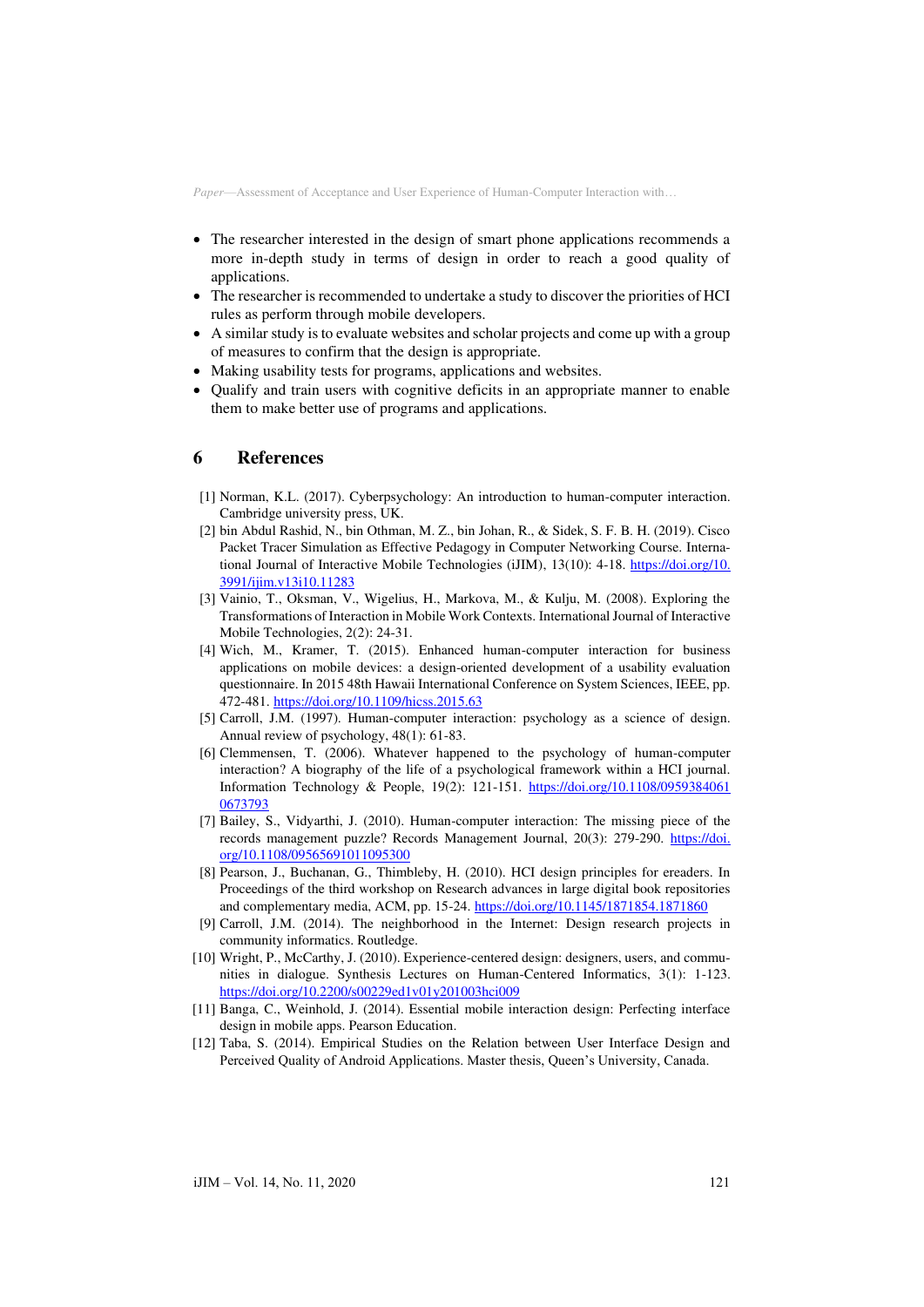- The researcher interested in the design of smart phone applications recommends a more in-depth study in terms of design in order to reach a good quality of applications.
- The researcher is recommended to undertake a study to discover the priorities of HCI rules as perform through mobile developers.
- A similar study is to evaluate websites and scholar projects and come up with a group of measures to confirm that the design is appropriate.
- Making usability tests for programs, applications and websites.
- Qualify and train users with cognitive deficits in an appropriate manner to enable them to make better use of programs and applications.

## 6 References

[1] Norman, K.L. (2017). Cyberpsychology: An introduction to human-computer interaction. Cambridge university press, UK.

[2] bin Abdul Rashid, N., bin Othman, M. Z., bin Johan, R., & Sidek, S. F. B. H. (2019). Cisco Packet Tracer Simulation as Effective Pedagogy in Computer Networking Course. International Journal of Interactive Mobile Technologies (iJIM), 13(10): 4-18. https://doi.org/10.3991/ijim.v13i10.11283

[3] Vainio, T., Oksman, V., Wigelius, H., Markova, M., & Kulju, M. (2008). Exploring the Transformations of Interaction in Mobile Work Contexts. International Journal of Interactive Mobile Technologies, 2(2): 24-31.

[4] Wich, M., Kramer, T. (2015). Enhanced human-computer interaction for business applications on mobile devices: a design-oriented development of a usability evaluation questionnaire. In 2015 48th Hawaii International Conference on System Sciences, IEEE, pp. 472-481. https://doi.org/10.1109/hicss.2015.63

[5] Carroll, J.M. (1997). Human-computer interaction: psychology as a science of design. Annual review of psychology, 48(1): 61-83.

[6] Clemmensen, T. (2006). Whatever happened to the psychology of human-computer interaction? A biography of the life of a psychological framework within a HCI journal. Information Technology & People, 19(2): 121-151. https://doi.org/10.1108/09593840610673793

[7] Bailey, S., Vidyarthi, J. (2010). Human-computer interaction: The missing piece of the records management puzzle? Records Management Journal, 20(3): 279-290. https://doi.org/10.1108/09565691011095300

[8] Pearson, J., Buchanan, G., Thimbleby, H. (2010). HCI design principles for ereaders. In Proceedings of the third workshop on Research advances in large digital book repositories and complementary media, ACM, pp. 15-24. https://doi.org/10.1145/1871854.1871860

[9] Carroll, J.M. (2014). The neighborhood in the Internet: Design research projects in community informatics. Routledge.

[10] Wright, P., McCarthy, J. (2010). Experience-centered design: designers, users, and communities in dialogue. Synthesis Lectures on Human-Centered Informatics, 3(1): 1-123. https://doi.org/10.2200/s00229ed1v01y201003hci009

[11] Banga, C., Weinhold, J. (2014). Essential mobile interaction design: Perfecting interface design in mobile apps. Pearson Education.

[12] Taba, S. (2014). Empirical Studies on the Relation between User Interface Design and Perceived Quality of Android Applications. Master thesis, Queen's University, Canada.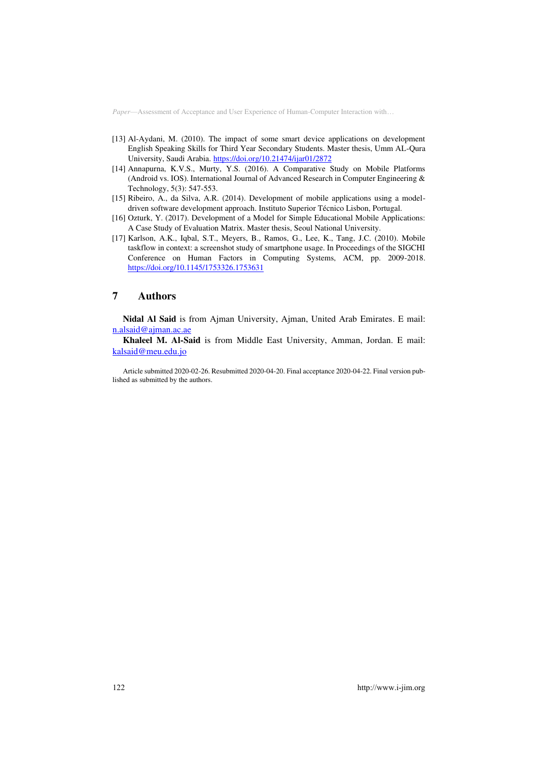[13] Al-Aydani, M. (2010). The impact of some smart device applications on development English Speaking Skills for Third Year Secondary Students. Master thesis, Umm AL-Qura University, Saudi Arabia. https://doi.org/10.21474/ijar01/2872

[14] Annapurna, K.V.S., Murty, Y.S. (2016). A Comparative Study on Mobile Platforms (Android vs. IOS). International Journal of Advanced Research in Computer Engineering & Technology, 5(3): 547-553.

[15] Ribeiro, A., da Silva, A.R. (2014). Development of mobile applications using a model-driven software development approach. Instituto Superior Técnico Lisbon, Portugal.

[16] Ozturk, Y. (2017). Development of a Model for Simple Educational Mobile Applications: A Case Study of Evaluation Matrix. Master thesis, Seoul National University.

[17] Karlson, A.K., Iqbal, S.T., Meyers, B., Ramos, G., Lee, K., Tang, J.C. (2010). Mobile taskflow in context: a screenshot study of smartphone usage. In Proceedings of the SIGCHI Conference on Human Factors in Computing Systems, ACM, pp. 2009-2018. https://doi.org/10.1145/1753326.1753631

## 7 Authors

**Nidal Al Said** is from Ajman University, Ajman, United Arab Emirates. E mail: n.alsaid@ajman.ac.ae

**Khaleel M. Al-Said** is from Middle East University, Amman, Jordan. E mail: kalsaid@meu.edu.jo

Article submitted 2020-02-26. Resubmitted 2020-04-20. Final acceptance 2020-04-22. Final version published as submitted by the authors.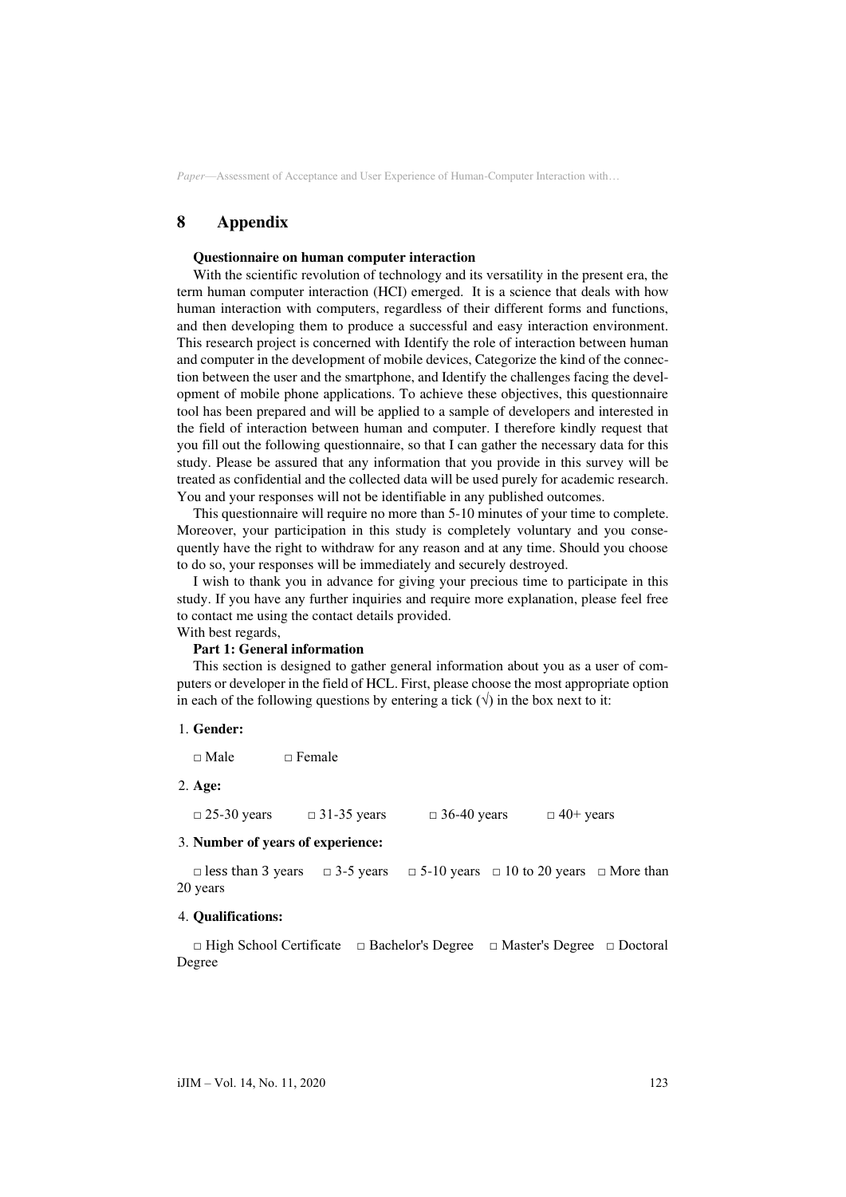## 8 Appendix

**Questionnaire on human computer interaction**

With the scientific revolution of technology and its versatility in the present era, the term human computer interaction (HCI) emerged. It is a science that deals with how human interaction with computers, regardless of their different forms and functions, and then developing them to produce a successful and easy interaction environment. This research project is concerned with Identify the role of interaction between human and computer in the development of mobile devices, Categorize the kind of the connection between the user and the smartphone, and Identify the challenges facing the development of mobile phone applications. To achieve these objectives, this questionnaire tool has been prepared and will be applied to a sample of developers and interested in the field of interaction between human and computer. I therefore kindly request that you fill out the following questionnaire, so that I can gather the necessary data for this study. Please be assured that any information that you provide in this survey will be treated as confidential and the collected data will be used purely for academic research. You and your responses will not be identifiable in any published outcomes.

This questionnaire will require no more than 5-10 minutes of your time to complete. Moreover, your participation in this study is completely voluntary and you consequently have the right to withdraw for any reason and at any time. Should you choose to do so, your responses will be immediately and securely destroyed.

I wish to thank you in advance for giving your precious time to participate in this study. If you have any further inquiries and require more explanation, please feel free to contact me using the contact details provided.

With best regards,

**Part 1: General information**

This section is designed to gather general information about you as a user of computers or developer in the field of HCL. First, please choose the most appropriate option in each of the following questions by entering a tick (√) in the box next to it:

1. **Gender:**

   □ Male □ Female

2. **Age:**

   □ 25-30 years □ 31-35 years □ 36-40 years □ 40+ years

3. **Number of years of experience:**

   □ less than 3 years □ 3-5 years □ 5-10 years □ 10 to 20 years □ More than 20 years

4. **Qualifications:**

   □ High School Certificate □ Bachelor's Degree □ Master's Degree □ Doctoral Degree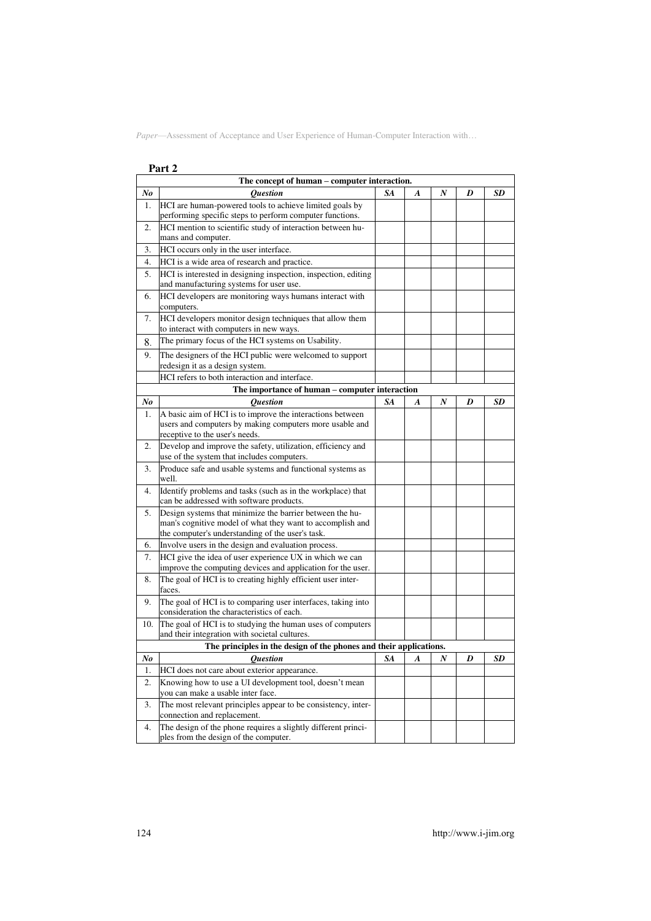**Part 2**

| The concept of human – computer interaction. | | | | | | |
|---|---|---|---|---|---|---|
| ***No*** | ***Question*** | ***SA*** | ***A*** | ***N*** | ***D*** | ***SD*** |
| 1. | HCI are human-powered tools to achieve limited goals by performing specific steps to perform computer functions. | | | | | |
| 2. | HCI mention to scientific study of interaction between humans and computer. | | | | | |
| 3. | HCI occurs only in the user interface. | | | | | |
| 4. | HCI is a wide area of research and practice. | | | | | |
| 5. | HCI is interested in designing inspection, inspection, editing and manufacturing systems for user use. | | | | | |
| 6. | HCI developers are monitoring ways humans interact with computers. | | | | | |
| 7. | HCI developers monitor design techniques that allow them to interact with computers in new ways. | | | | | |
| 8. | The primary focus of the HCI systems on Usability. | | | | | |
| 9. | The designers of the HCI public were welcomed to support redesign it as a design system. | | | | | |
| | HCI refers to both interaction and interface. | | | | | |
| **The importance of human – computer interaction** | | | | | | |
| ***No*** | ***Question*** | ***SA*** | ***A*** | ***N*** | ***D*** | ***SD*** |
| 1. | A basic aim of HCI is to improve the interactions between users and computers by making computers more usable and receptive to the user's needs. | | | | | |
| 2. | Develop and improve the safety, utilization, efficiency and use of the system that includes computers. | | | | | |
| 3. | Produce safe and usable systems and functional systems as well. | | | | | |
| 4. | Identify problems and tasks (such as in the workplace) that can be addressed with software products. | | | | | |
| 5. | Design systems that minimize the barrier between the human's cognitive model of what they want to accomplish and the computer's understanding of the user's task. | | | | | |
| 6. | Involve users in the design and evaluation process. | | | | | |
| 7. | HCI give the idea of user experience UX in which we can improve the computing devices and application for the user. | | | | | |
| 8. | The goal of HCI is to creating highly efficient user interfaces. | | | | | |
| 9. | The goal of HCI is to comparing user interfaces, taking into consideration the characteristics of each. | | | | | |
| 10. | The goal of HCI is to studying the human uses of computers and their integration with societal cultures. | | | | | |
| **The principles in the design of the phones and their applications.** | | | | | | |
| ***No*** | ***Question*** | ***SA*** | ***A*** | ***N*** | ***D*** | ***SD*** |
| 1. | HCI does not care about exterior appearance. | | | | | |
| 2. | Knowing how to use a UI development tool, doesn't mean you can make a usable inter face. | | | | | |
| 3. | The most relevant principles appear to be consistency, interconnection and replacement. | | | | | |
| 4. | The design of the phone requires a slightly different principles from the design of the computer. | | | | | |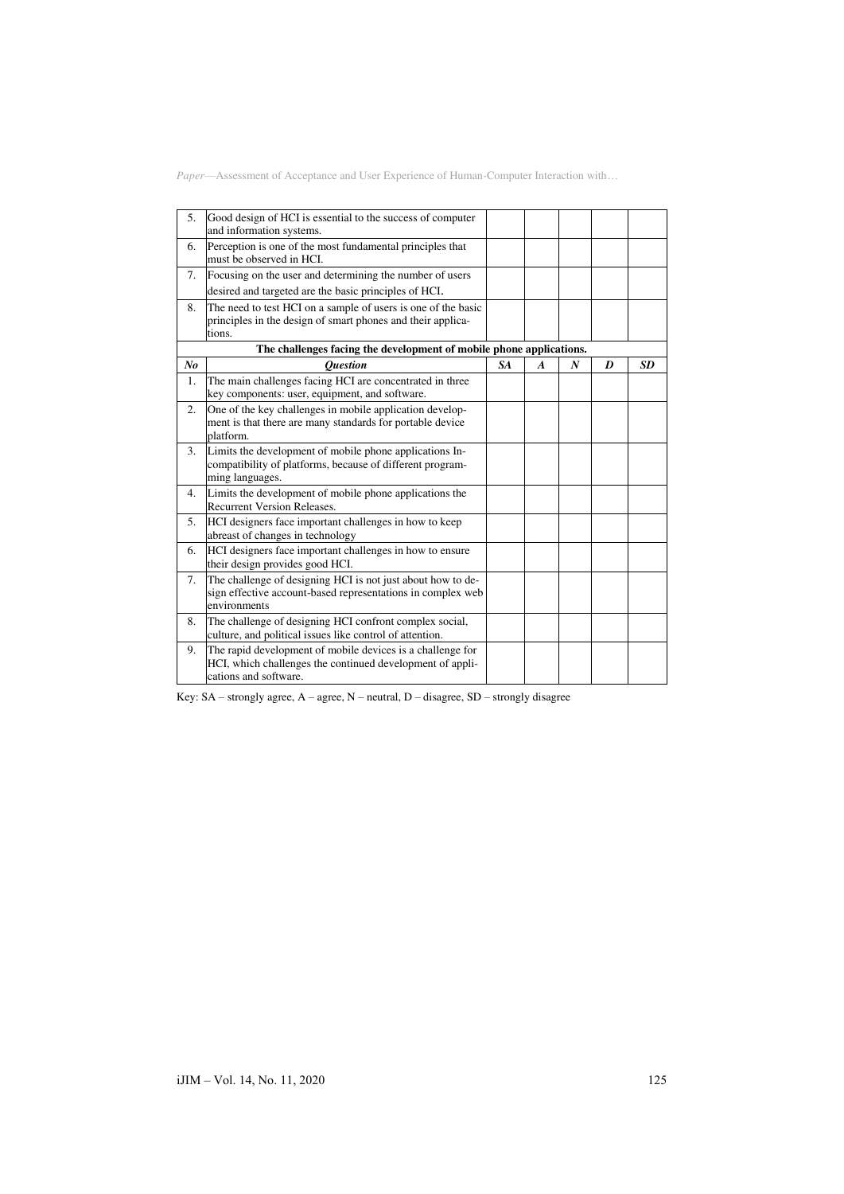| | | | | | | |
|---|---|---|---|---|---|---|
| 5. | Good design of HCI is essential to the success of computer and information systems. | | | | | |
| 6. | Perception is one of the most fundamental principles that must be observed in HCI. | | | | | |
| 7. | Focusing on the user and determining the number of users desired and targeted are the basic principles of HCI. | | | | | |
| 8. | The need to test HCI on a sample of users is one of the basic principles in the design of smart phones and their applications. | | | | | |
| | **The challenges facing the development of mobile phone applications.** | | | | | |
| ***No*** | ***Question*** | ***SA*** | ***A*** | ***N*** | ***D*** | ***SD*** |
| 1. | The main challenges facing HCI are concentrated in three key components: user, equipment, and software. | | | | | |
| 2. | One of the key challenges in mobile application development is that there are many standards for portable device platform. | | | | | |
| 3. | Limits the development of mobile phone applications Incompatibility of platforms, because of different programming languages. | | | | | |
| 4. | Limits the development of mobile phone applications the Recurrent Version Releases. | | | | | |
| 5. | HCI designers face important challenges in how to keep abreast of changes in technology | | | | | |
| 6. | HCI designers face important challenges in how to ensure their design provides good HCI. | | | | | |
| 7. | The challenge of designing HCI is not just about how to design effective account-based representations in complex web environments | | | | | |
| 8. | The challenge of designing HCI confront complex social, culture, and political issues like control of attention. | | | | | |
| 9. | The rapid development of mobile devices is a challenge for HCI, which challenges the continued development of applications and software. | | | | | |

Key: SA – strongly agree, A – agree, N – neutral, D – disagree, SD – strongly disagree